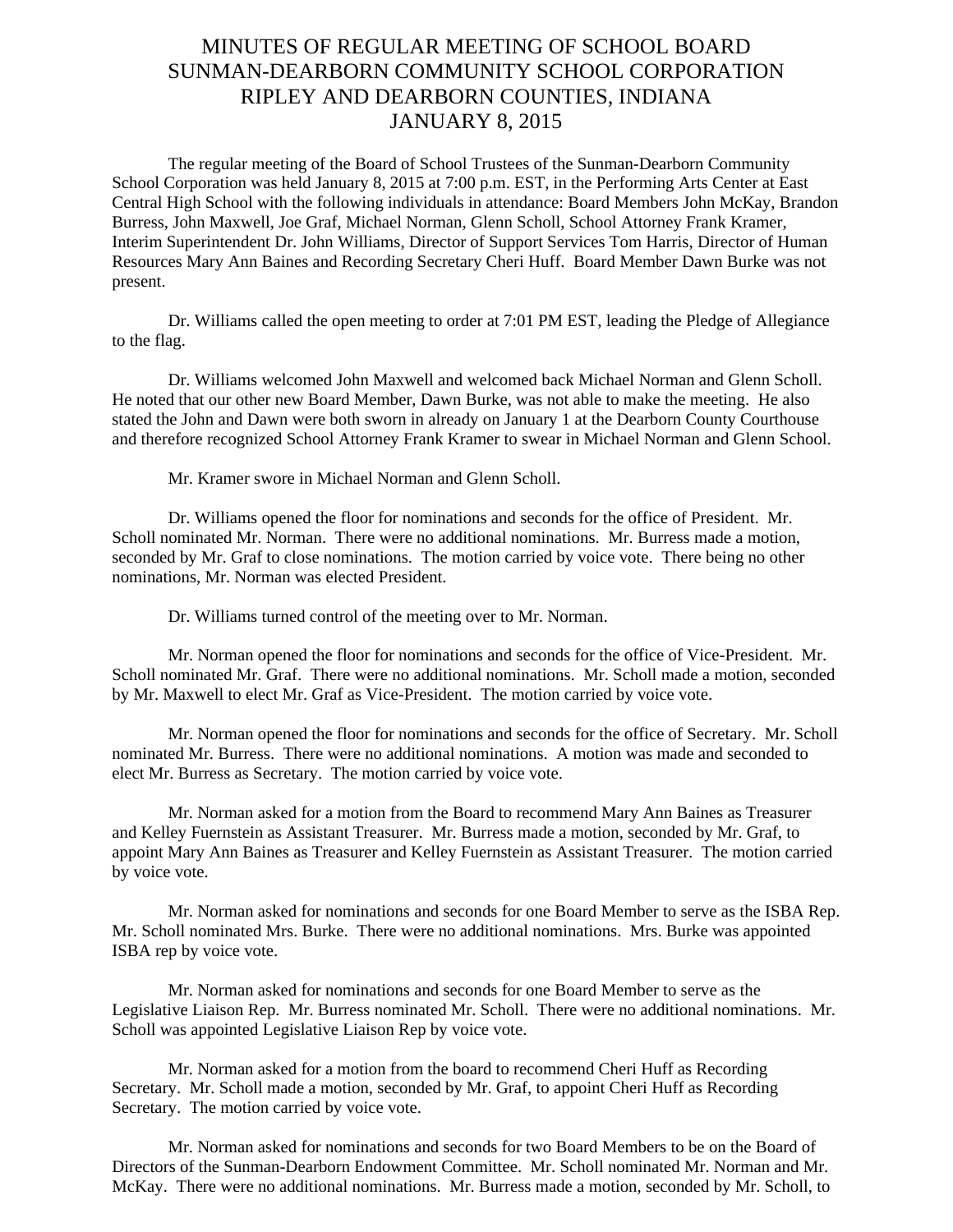# MINUTES OF REGULAR MEETING OF SCHOOL BOARD
# SUNMAN-DEARBORN COMMUNITY SCHOOL CORPORATION
# RIPLEY AND DEARBORN COUNTIES, INDIANA
# JANUARY 8, 2015

The regular meeting of the Board of School Trustees of the Sunman-Dearborn Community School Corporation was held January 8, 2015 at 7:00 p.m. EST, in the Performing Arts Center at East Central High School with the following individuals in attendance: Board Members John McKay, Brandon Burress, John Maxwell, Joe Graf, Michael Norman, Glenn Scholl, School Attorney Frank Kramer, Interim Superintendent Dr. John Williams, Director of Support Services Tom Harris, Director of Human Resources Mary Ann Baines and Recording Secretary Cheri Huff. Board Member Dawn Burke was not present.

Dr. Williams called the open meeting to order at 7:01 PM EST, leading the Pledge of Allegiance to the flag.

Dr. Williams welcomed John Maxwell and welcomed back Michael Norman and Glenn Scholl. He noted that our other new Board Member, Dawn Burke, was not able to make the meeting. He also stated the John and Dawn were both sworn in already on January 1 at the Dearborn County Courthouse and therefore recognized School Attorney Frank Kramer to swear in Michael Norman and Glenn School.

Mr. Kramer swore in Michael Norman and Glenn Scholl.

Dr. Williams opened the floor for nominations and seconds for the office of President. Mr. Scholl nominated Mr. Norman. There were no additional nominations. Mr. Burress made a motion, seconded by Mr. Graf to close nominations. The motion carried by voice vote. There being no other nominations, Mr. Norman was elected President.

Dr. Williams turned control of the meeting over to Mr. Norman.

Mr. Norman opened the floor for nominations and seconds for the office of Vice-President. Mr. Scholl nominated Mr. Graf. There were no additional nominations. Mr. Scholl made a motion, seconded by Mr. Maxwell to elect Mr. Graf as Vice-President. The motion carried by voice vote.

Mr. Norman opened the floor for nominations and seconds for the office of Secretary. Mr. Scholl nominated Mr. Burress. There were no additional nominations. A motion was made and seconded to elect Mr. Burress as Secretary. The motion carried by voice vote.

Mr. Norman asked for a motion from the Board to recommend Mary Ann Baines as Treasurer and Kelley Fuernstein as Assistant Treasurer. Mr. Burress made a motion, seconded by Mr. Graf, to appoint Mary Ann Baines as Treasurer and Kelley Fuernstein as Assistant Treasurer. The motion carried by voice vote.

Mr. Norman asked for nominations and seconds for one Board Member to serve as the ISBA Rep. Mr. Scholl nominated Mrs. Burke. There were no additional nominations. Mrs. Burke was appointed ISBA rep by voice vote.

Mr. Norman asked for nominations and seconds for one Board Member to serve as the Legislative Liaison Rep. Mr. Burress nominated Mr. Scholl. There were no additional nominations. Mr. Scholl was appointed Legislative Liaison Rep by voice vote.

Mr. Norman asked for a motion from the board to recommend Cheri Huff as Recording Secretary. Mr. Scholl made a motion, seconded by Mr. Graf, to appoint Cheri Huff as Recording Secretary. The motion carried by voice vote.

Mr. Norman asked for nominations and seconds for two Board Members to be on the Board of Directors of the Sunman-Dearborn Endowment Committee. Mr. Scholl nominated Mr. Norman and Mr. McKay. There were no additional nominations. Mr. Burress made a motion, seconded by Mr. Scholl, to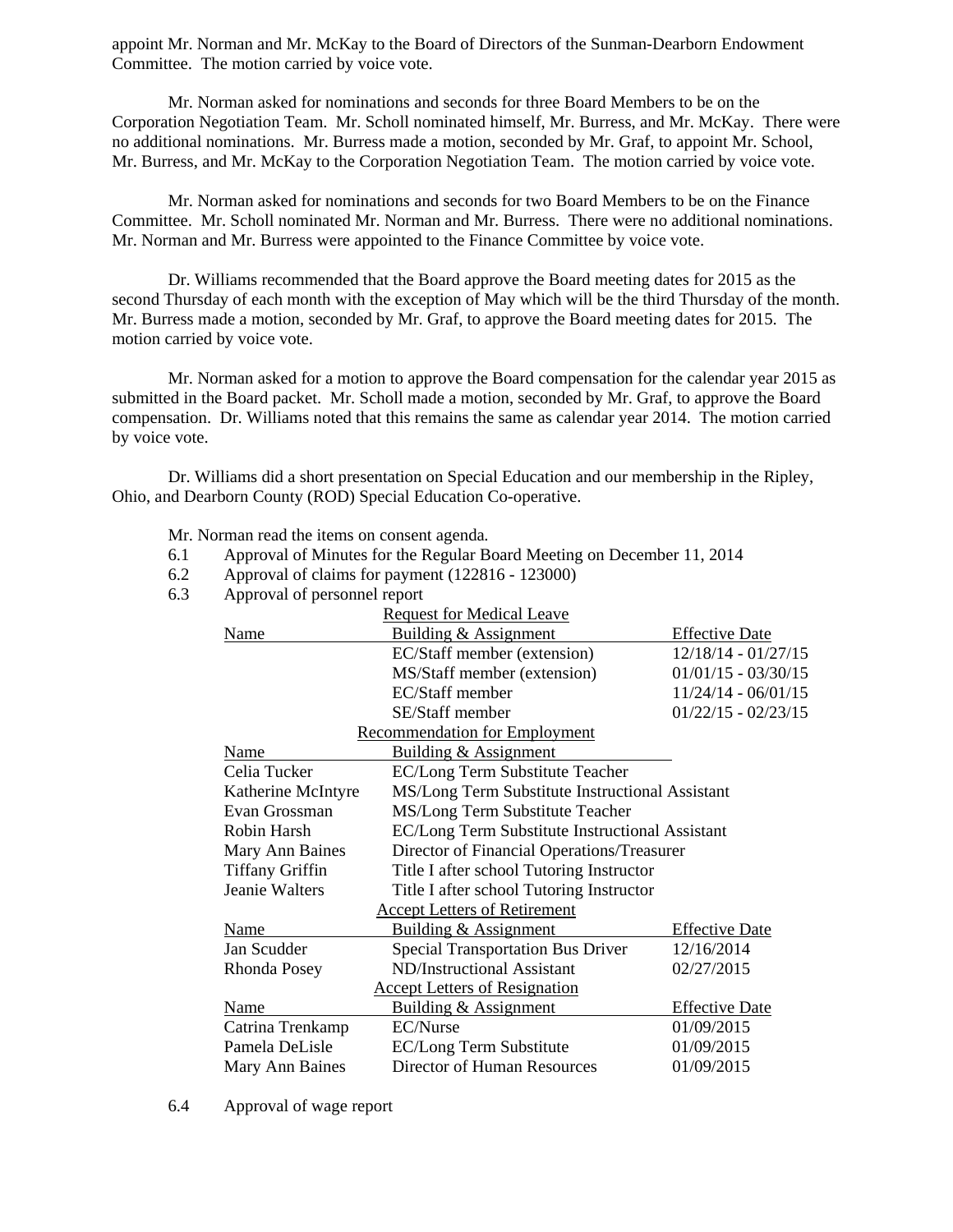appoint Mr. Norman and Mr. McKay to the Board of Directors of the Sunman-Dearborn Endowment Committee. The motion carried by voice vote.

Mr. Norman asked for nominations and seconds for three Board Members to be on the Corporation Negotiation Team. Mr. Scholl nominated himself, Mr. Burress, and Mr. McKay. There were no additional nominations. Mr. Burress made a motion, seconded by Mr. Graf, to appoint Mr. School, Mr. Burress, and Mr. McKay to the Corporation Negotiation Team. The motion carried by voice vote.

Mr. Norman asked for nominations and seconds for two Board Members to be on the Finance Committee. Mr. Scholl nominated Mr. Norman and Mr. Burress. There were no additional nominations. Mr. Norman and Mr. Burress were appointed to the Finance Committee by voice vote.

Dr. Williams recommended that the Board approve the Board meeting dates for 2015 as the second Thursday of each month with the exception of May which will be the third Thursday of the month. Mr. Burress made a motion, seconded by Mr. Graf, to approve the Board meeting dates for 2015. The motion carried by voice vote.

Mr. Norman asked for a motion to approve the Board compensation for the calendar year 2015 as submitted in the Board packet. Mr. Scholl made a motion, seconded by Mr. Graf, to approve the Board compensation. Dr. Williams noted that this remains the same as calendar year 2014. The motion carried by voice vote.

Dr. Williams did a short presentation on Special Education and our membership in the Ripley, Ohio, and Dearborn County (ROD) Special Education Co-operative.

Mr. Norman read the items on consent agenda.

6.1 Approval of Minutes for the Regular Board Meeting on December 11, 2014

6.2 Approval of claims for payment (122816 - 123000)

6.3 Approval of personnel report

**Request for Medical Leave**

| Name | Building & Assignment | Effective Date |
|---|---|---|
| | EC/Staff member (extension) | 12/18/14 - 01/27/15 |
| | MS/Staff member (extension) | 01/01/15 - 03/30/15 |
| | EC/Staff member | 11/24/14 - 06/01/15 |
| | SE/Staff member | 01/22/15 - 02/23/15 |

**Recommendation for Employment**

| Name | Building & Assignment |
|---|---|
| Celia Tucker | EC/Long Term Substitute Teacher |
| Katherine McIntyre | MS/Long Term Substitute Instructional Assistant |
| Evan Grossman | MS/Long Term Substitute Teacher |
| Robin Harsh | EC/Long Term Substitute Instructional Assistant |
| Mary Ann Baines | Director of Financial Operations/Treasurer |
| Tiffany Griffin | Title I after school Tutoring Instructor |
| Jeanie Walters | Title I after school Tutoring Instructor |

**Accept Letters of Retirement**

| Name | Building & Assignment | Effective Date |
|---|---|---|
| Jan Scudder | Special Transportation Bus Driver | 12/16/2014 |
| Rhonda Posey | ND/Instructional Assistant | 02/27/2015 |

**Accept Letters of Resignation**

| Name | Building & Assignment | Effective Date |
|---|---|---|
| Catrina Trenkamp | EC/Nurse | 01/09/2015 |
| Pamela DeLisle | EC/Long Term Substitute | 01/09/2015 |
| Mary Ann Baines | Director of Human Resources | 01/09/2015 |

6.4 Approval of wage report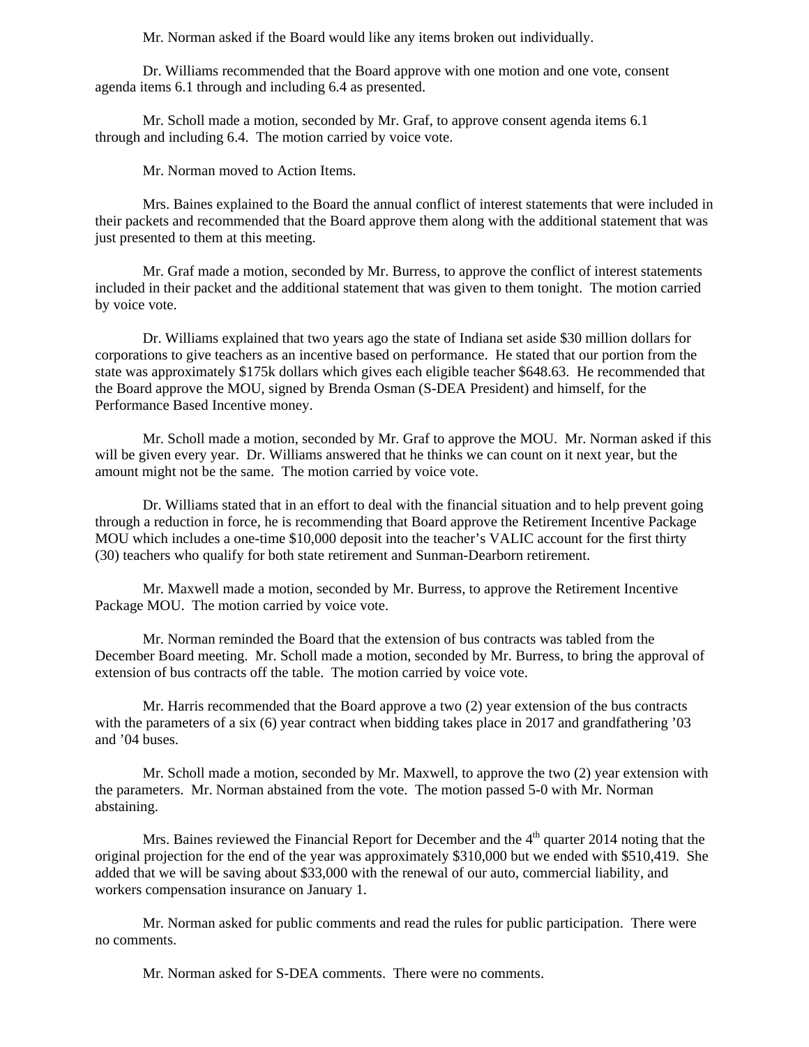Mr. Norman asked if the Board would like any items broken out individually.

Dr. Williams recommended that the Board approve with one motion and one vote, consent agenda items 6.1 through and including 6.4 as presented.

Mr. Scholl made a motion, seconded by Mr. Graf, to approve consent agenda items 6.1 through and including 6.4. The motion carried by voice vote.

Mr. Norman moved to Action Items.

Mrs. Baines explained to the Board the annual conflict of interest statements that were included in their packets and recommended that the Board approve them along with the additional statement that was just presented to them at this meeting.

Mr. Graf made a motion, seconded by Mr. Burress, to approve the conflict of interest statements included in their packet and the additional statement that was given to them tonight. The motion carried by voice vote.

Dr. Williams explained that two years ago the state of Indiana set aside $30 million dollars for corporations to give teachers as an incentive based on performance. He stated that our portion from the state was approximately $175k dollars which gives each eligible teacher $648.63. He recommended that the Board approve the MOU, signed by Brenda Osman (S-DEA President) and himself, for the Performance Based Incentive money.

Mr. Scholl made a motion, seconded by Mr. Graf to approve the MOU. Mr. Norman asked if this will be given every year. Dr. Williams answered that he thinks we can count on it next year, but the amount might not be the same. The motion carried by voice vote.

Dr. Williams stated that in an effort to deal with the financial situation and to help prevent going through a reduction in force, he is recommending that Board approve the Retirement Incentive Package MOU which includes a one-time $10,000 deposit into the teacher's VALIC account for the first thirty (30) teachers who qualify for both state retirement and Sunman-Dearborn retirement.

Mr. Maxwell made a motion, seconded by Mr. Burress, to approve the Retirement Incentive Package MOU. The motion carried by voice vote.

Mr. Norman reminded the Board that the extension of bus contracts was tabled from the December Board meeting. Mr. Scholl made a motion, seconded by Mr. Burress, to bring the approval of extension of bus contracts off the table. The motion carried by voice vote.

Mr. Harris recommended that the Board approve a two (2) year extension of the bus contracts with the parameters of a six (6) year contract when bidding takes place in 2017 and grandfathering '03 and '04 buses.

Mr. Scholl made a motion, seconded by Mr. Maxwell, to approve the two (2) year extension with the parameters. Mr. Norman abstained from the vote. The motion passed 5-0 with Mr. Norman abstaining.

Mrs. Baines reviewed the Financial Report for December and the 4th quarter 2014 noting that the original projection for the end of the year was approximately $310,000 but we ended with $510,419. She added that we will be saving about $33,000 with the renewal of our auto, commercial liability, and workers compensation insurance on January 1.

Mr. Norman asked for public comments and read the rules for public participation. There were no comments.

Mr. Norman asked for S-DEA comments. There were no comments.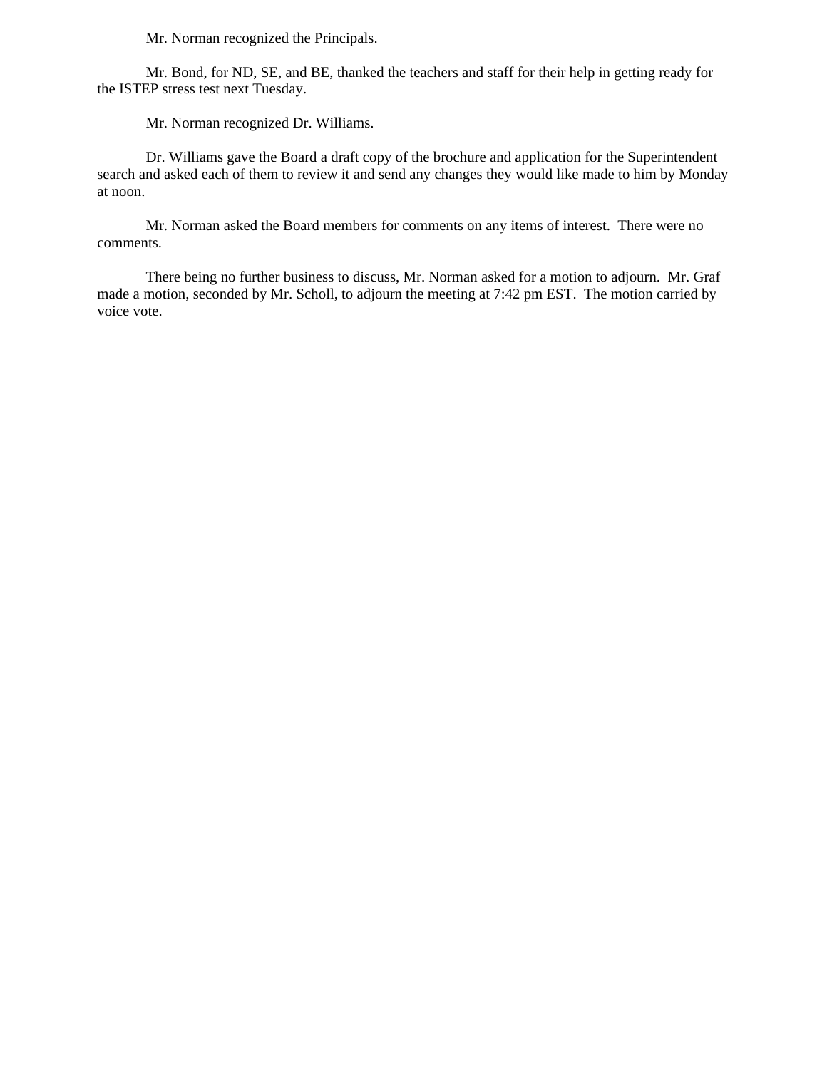Mr. Norman recognized the Principals.

Mr. Bond, for ND, SE, and BE, thanked the teachers and staff for their help in getting ready for the ISTEP stress test next Tuesday.

Mr. Norman recognized Dr. Williams.

Dr. Williams gave the Board a draft copy of the brochure and application for the Superintendent search and asked each of them to review it and send any changes they would like made to him by Monday at noon.

Mr. Norman asked the Board members for comments on any items of interest. There were no comments.

There being no further business to discuss, Mr. Norman asked for a motion to adjourn. Mr. Graf made a motion, seconded by Mr. Scholl, to adjourn the meeting at 7:42 pm EST. The motion carried by voice vote.